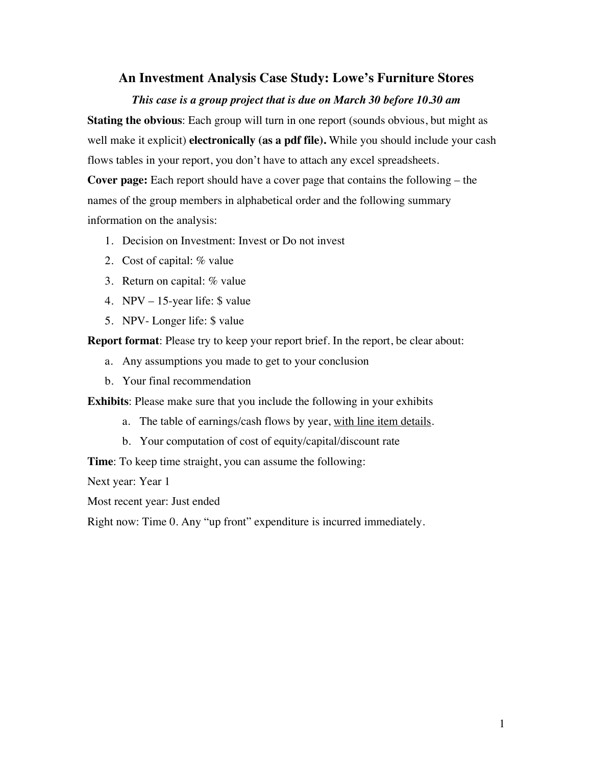# An Investment Analysis Case Study: Lowe's Furniture Stores

***This case is a group project that is due on March 30 before 10.30 am***

**Stating the obvious**: Each group will turn in one report (sounds obvious, but might as well make it explicit) **electronically (as a pdf file).** While you should include your cash flows tables in your report, you don't have to attach any excel spreadsheets.

**Cover page:** Each report should have a cover page that contains the following – the names of the group members in alphabetical order and the following summary information on the analysis:

1. Decision on Investment: Invest or Do not invest
2. Cost of capital: % value
3. Return on capital: % value
4. NPV – 15-year life: $ value
5. NPV- Longer life: $ value

**Report format**: Please try to keep your report brief. In the report, be clear about:

a. Any assumptions you made to get to your conclusion
b. Your final recommendation

**Exhibits**: Please make sure that you include the following in your exhibits

a. The table of earnings/cash flows by year, <u>with line item details</u>.
b. Your computation of cost of equity/capital/discount rate

**Time**: To keep time straight, you can assume the following:

Next year: Year 1

Most recent year: Just ended

Right now: Time 0. Any "up front" expenditure is incurred immediately.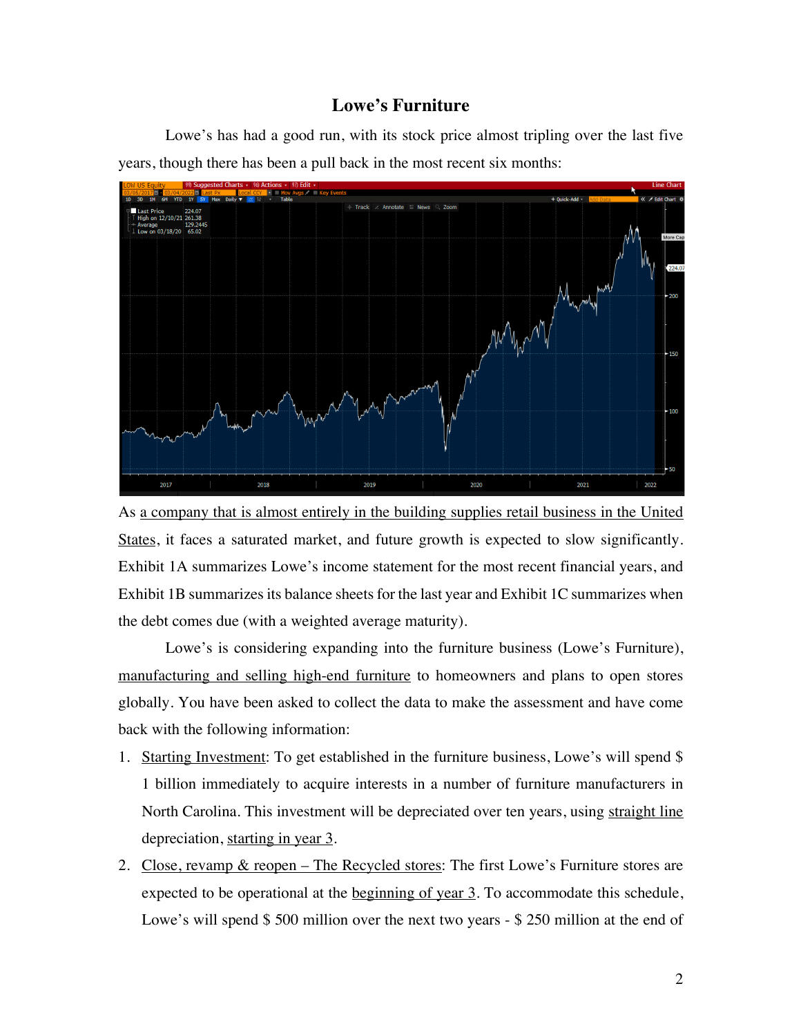# Lowe's Furniture

Lowe's has had a good run, with its stock price almost tripling over the last five years, though there has been a pull back in the most recent six months:

As a company that is almost entirely in the building supplies retail business in the United States, it faces a saturated market, and future growth is expected to slow significantly. Exhibit 1A summarizes Lowe's income statement for the most recent financial years, and Exhibit 1B summarizes its balance sheets for the last year and Exhibit 1C summarizes when the debt comes due (with a weighted average maturity).

Lowe's is considering expanding into the furniture business (Lowe's Furniture), manufacturing and selling high-end furniture to homeowners and plans to open stores globally. You have been asked to collect the data to make the assessment and have come back with the following information:

1. Starting Investment: To get established in the furniture business, Lowe's will spend $ 1 billion immediately to acquire interests in a number of furniture manufacturers in North Carolina. This investment will be depreciated over ten years, using straight line depreciation, starting in year 3.
2. Close, revamp & reopen – The Recycled stores: The first Lowe's Furniture stores are expected to be operational at the beginning of year 3. To accommodate this schedule, Lowe's will spend $ 500 million over the next two years - $ 250 million at the end of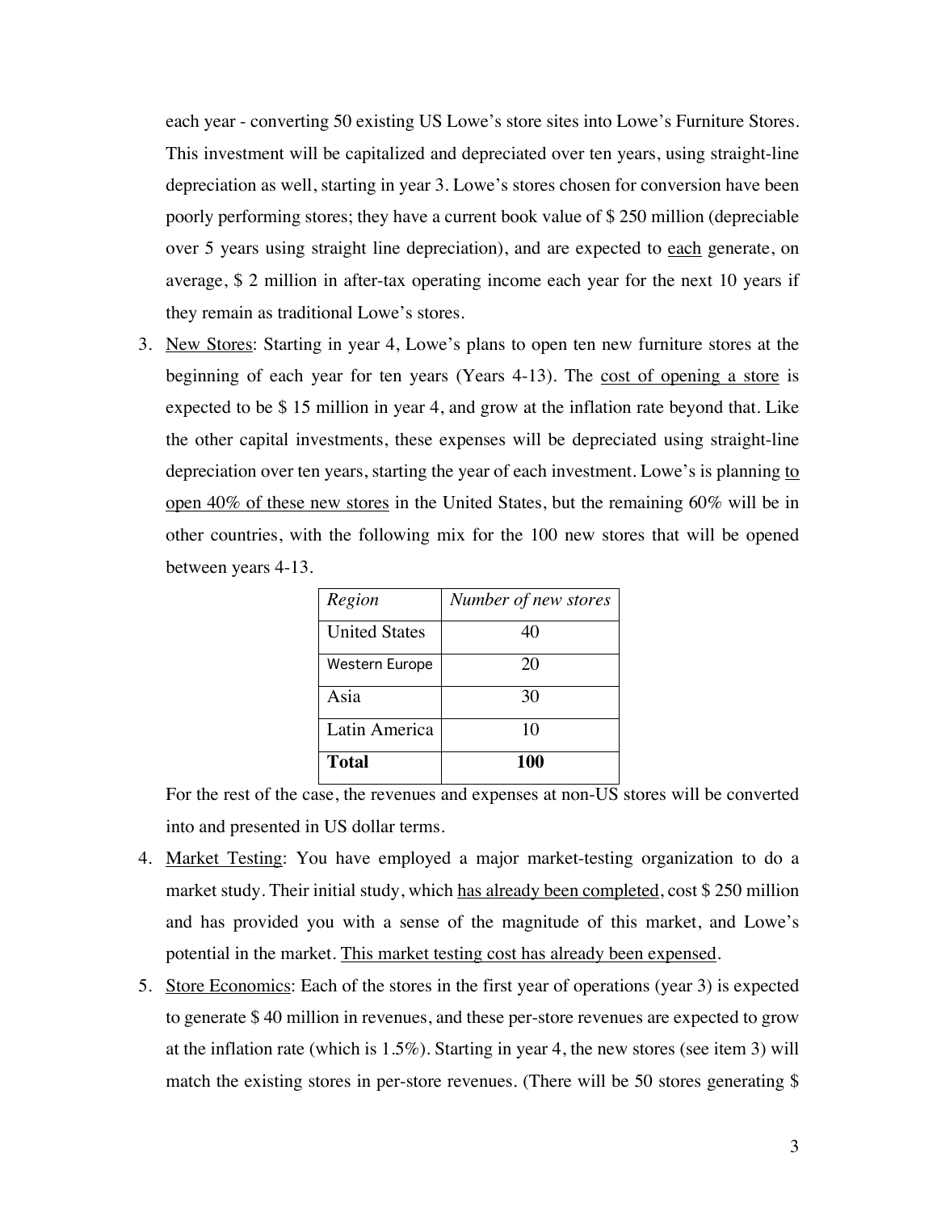each year - converting 50 existing US Lowe's store sites into Lowe's Furniture Stores. This investment will be capitalized and depreciated over ten years, using straight-line depreciation as well, starting in year 3. Lowe's stores chosen for conversion have been poorly performing stores; they have a current book value of $ 250 million (depreciable over 5 years using straight line depreciation), and are expected to <u>each</u> generate, on average, $ 2 million in after-tax operating income each year for the next 10 years if they remain as traditional Lowe's stores.

3. <u>New Stores</u>: Starting in year 4, Lowe's plans to open ten new furniture stores at the beginning of each year for ten years (Years 4-13). The <u>cost of opening a store</u> is expected to be $ 15 million in year 4, and grow at the inflation rate beyond that. Like the other capital investments, these expenses will be depreciated using straight-line depreciation over ten years, starting the year of each investment. Lowe's is planning <u>to open 40% of these new stores</u> in the United States, but the remaining 60% will be in other countries, with the following mix for the 100 new stores that will be opened between years 4-13.

| *Region* | *Number of new stores* |
|---|---|
| United States | 40 |
| Western Europe | 20 |
| Asia | 30 |
| Latin America | 10 |
| **Total** | **100** |

For the rest of the case, the revenues and expenses at non-US stores will be converted into and presented in US dollar terms.

4. <u>Market Testing</u>: You have employed a major market-testing organization to do a market study. Their initial study, which <u>has already been completed</u>, cost $ 250 million and has provided you with a sense of the magnitude of this market, and Lowe's potential in the market. <u>This market testing cost has already been expensed</u>.

5. <u>Store Economics</u>: Each of the stores in the first year of operations (year 3) is expected to generate $ 40 million in revenues, and these per-store revenues are expected to grow at the inflation rate (which is 1.5%). Starting in year 4, the new stores (see item 3) will match the existing stores in per-store revenues. (There will be 50 stores generating $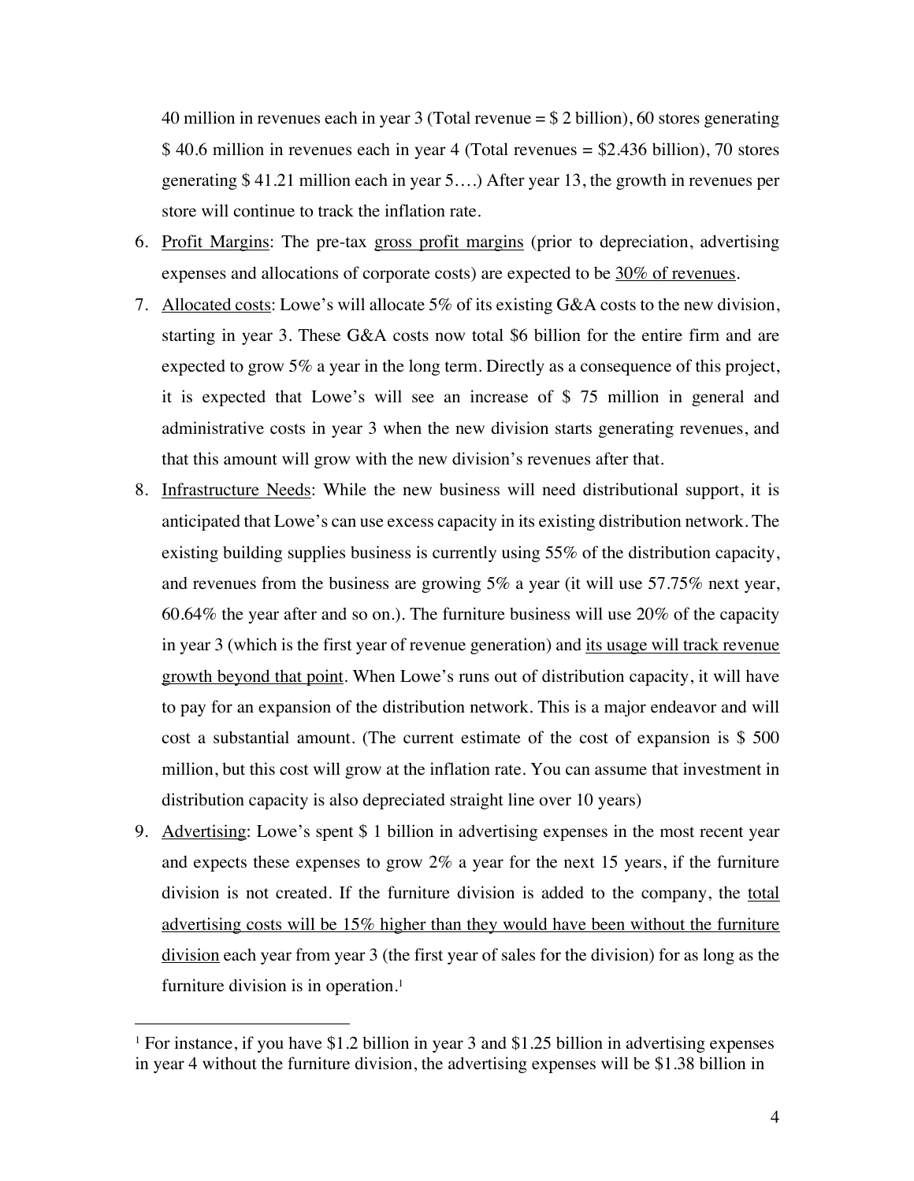40 million in revenues each in year 3 (Total revenue = $ 2 billion), 60 stores generating $ 40.6 million in revenues each in year 4 (Total revenues = $2.436 billion), 70 stores generating $ 41.21 million each in year 5….) After year 13, the growth in revenues per store will continue to track the inflation rate.

6. Profit Margins: The pre-tax gross profit margins (prior to depreciation, advertising expenses and allocations of corporate costs) are expected to be 30% of revenues.
7. Allocated costs: Lowe's will allocate 5% of its existing G&A costs to the new division, starting in year 3. These G&A costs now total $6 billion for the entire firm and are expected to grow 5% a year in the long term. Directly as a consequence of this project, it is expected that Lowe's will see an increase of $ 75 million in general and administrative costs in year 3 when the new division starts generating revenues, and that this amount will grow with the new division's revenues after that.
8. Infrastructure Needs: While the new business will need distributional support, it is anticipated that Lowe's can use excess capacity in its existing distribution network. The existing building supplies business is currently using 55% of the distribution capacity, and revenues from the business are growing 5% a year (it will use 57.75% next year, 60.64% the year after and so on.). The furniture business will use 20% of the capacity in year 3 (which is the first year of revenue generation) and its usage will track revenue growth beyond that point. When Lowe's runs out of distribution capacity, it will have to pay for an expansion of the distribution network. This is a major endeavor and will cost a substantial amount. (The current estimate of the cost of expansion is $ 500 million, but this cost will grow at the inflation rate. You can assume that investment in distribution capacity is also depreciated straight line over 10 years)
9. Advertising: Lowe's spent $ 1 billion in advertising expenses in the most recent year and expects these expenses to grow 2% a year for the next 15 years, if the furniture division is not created. If the furniture division is added to the company, the total advertising costs will be 15% higher than they would have been without the furniture division each year from year 3 (the first year of sales for the division) for as long as the furniture division is in operation.[1]

[1] For instance, if you have $1.2 billion in year 3 and $1.25 billion in advertising expenses in year 4 without the furniture division, the advertising expenses will be $1.38 billion in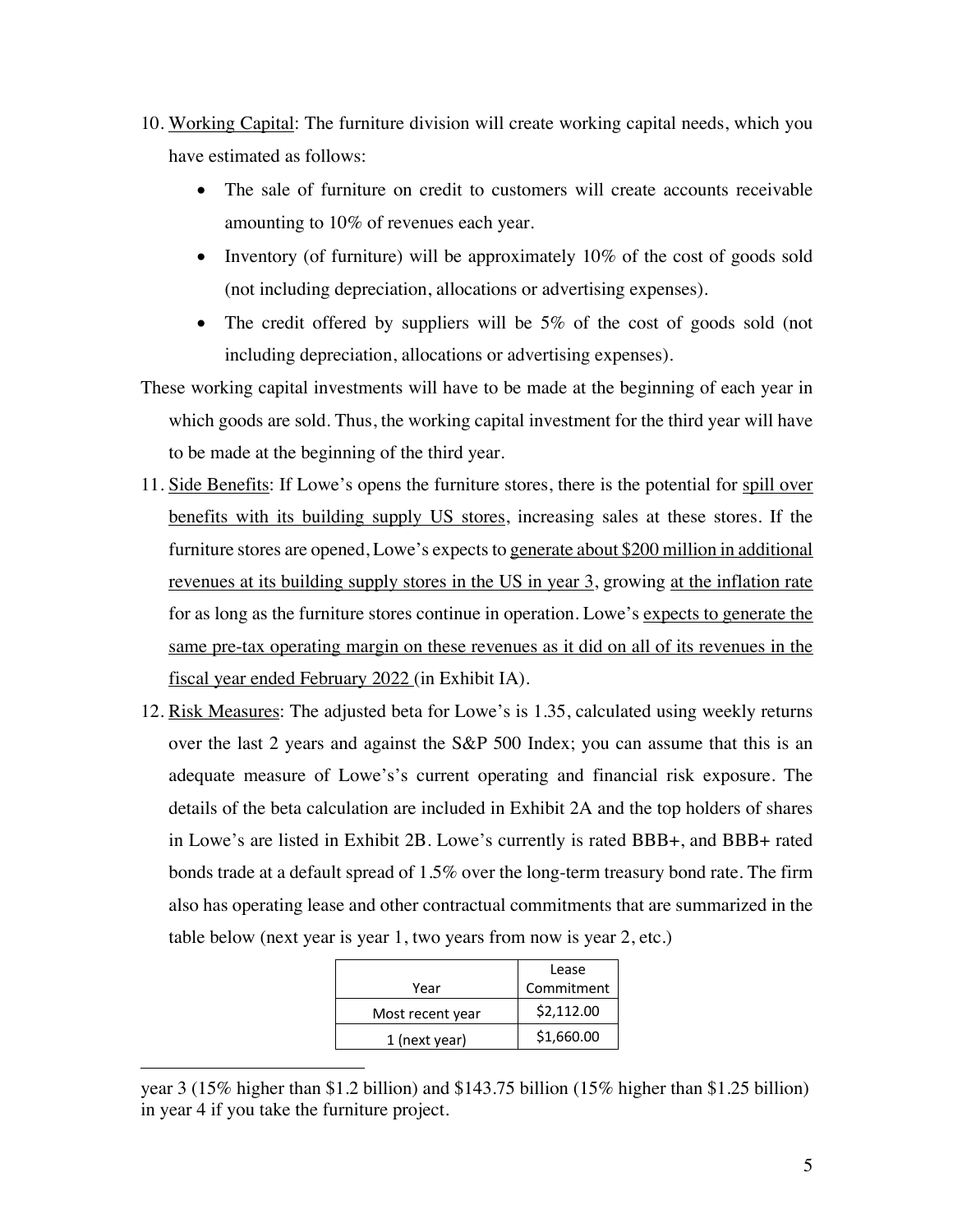10. <u>Working Capital</u>: The furniture division will create working capital needs, which you have estimated as follows:
    - The sale of furniture on credit to customers will create accounts receivable amounting to 10% of revenues each year.
    - Inventory (of furniture) will be approximately 10% of the cost of goods sold (not including depreciation, allocations or advertising expenses).
    - The credit offered by suppliers will be 5% of the cost of goods sold (not including depreciation, allocations or advertising expenses).

These working capital investments will have to be made at the beginning of each year in which goods are sold. Thus, the working capital investment for the third year will have to be made at the beginning of the third year.

11. <u>Side Benefits</u>: If Lowe's opens the furniture stores, there is the potential for <u>spill over benefits with its building supply US stores</u>, increasing sales at these stores. If the furniture stores are opened, Lowe's expects to <u>generate about $200 million in additional revenues at its building supply stores in the US in year 3</u>, growing <u>at the inflation rate</u> for as long as the furniture stores continue in operation. Lowe's <u>expects to generate the same pre-tax operating margin on these revenues as it did on all of its revenues in the fiscal year ended February 2022</u> (in Exhibit IA).
12. <u>Risk Measures</u>: The adjusted beta for Lowe's is 1.35, calculated using weekly returns over the last 2 years and against the S&P 500 Index; you can assume that this is an adequate measure of Lowe's's current operating and financial risk exposure. The details of the beta calculation are included in Exhibit 2A and the top holders of shares in Lowe's are listed in Exhibit 2B. Lowe's currently is rated BBB+, and BBB+ rated bonds trade at a default spread of 1.5% over the long-term treasury bond rate. The firm also has operating lease and other contractual commitments that are summarized in the table below (next year is year 1, two years from now is year 2, etc.)

| Year | Lease Commitment |
|---|---|
| Most recent year | $2,112.00 |
| 1 (next year) | $1,660.00 |

year 3 (15% higher than $1.2 billion) and $143.75 billion (15% higher than $1.25 billion) in year 4 if you take the furniture project.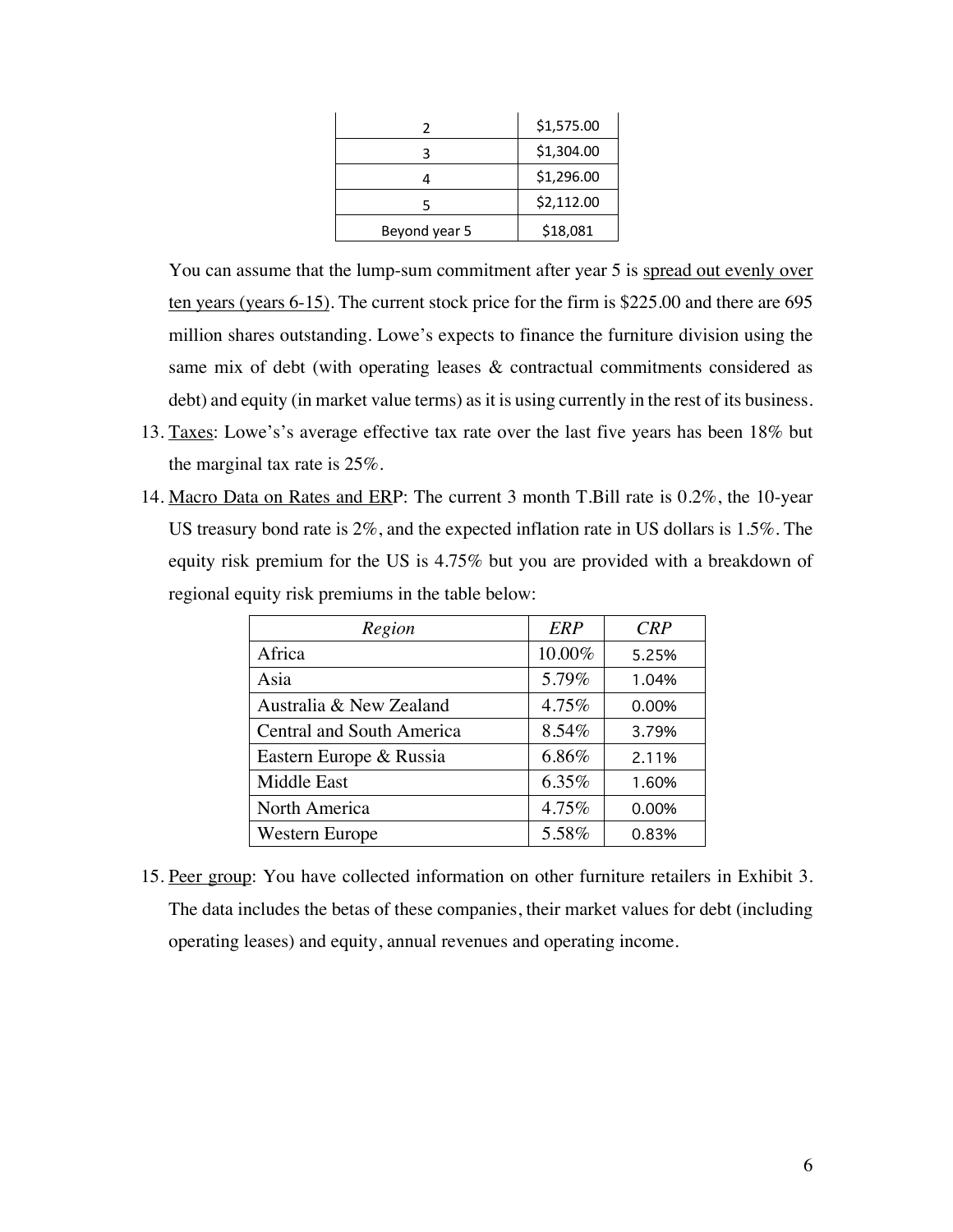| | |
|---|---|
| 2 | $1,575.00 |
| 3 | $1,304.00 |
| 4 | $1,296.00 |
| 5 | $2,112.00 |
| Beyond year 5 | $18,081 |

You can assume that the lump-sum commitment after year 5 is spread out evenly over ten years (years 6-15). The current stock price for the firm is $225.00 and there are 695 million shares outstanding. Lowe's expects to finance the furniture division using the same mix of debt (with operating leases & contractual commitments considered as debt) and equity (in market value terms) as it is using currently in the rest of its business.

13. Taxes: Lowe's's average effective tax rate over the last five years has been 18% but the marginal tax rate is 25%.
14. Macro Data on Rates and ERP: The current 3 month T.Bill rate is 0.2%, the 10-year US treasury bond rate is 2%, and the expected inflation rate in US dollars is 1.5%. The equity risk premium for the US is 4.75% but you are provided with a breakdown of regional equity risk premiums in the table below:

| *Region* | *ERP* | *CRP* |
|---|---|---|
| Africa | 10.00% | 5.25% |
| Asia | 5.79% | 1.04% |
| Australia & New Zealand | 4.75% | 0.00% |
| Central and South America | 8.54% | 3.79% |
| Eastern Europe & Russia | 6.86% | 2.11% |
| Middle East | 6.35% | 1.60% |
| North America | 4.75% | 0.00% |
| Western Europe | 5.58% | 0.83% |

15. Peer group: You have collected information on other furniture retailers in Exhibit 3. The data includes the betas of these companies, their market values for debt (including operating leases) and equity, annual revenues and operating income.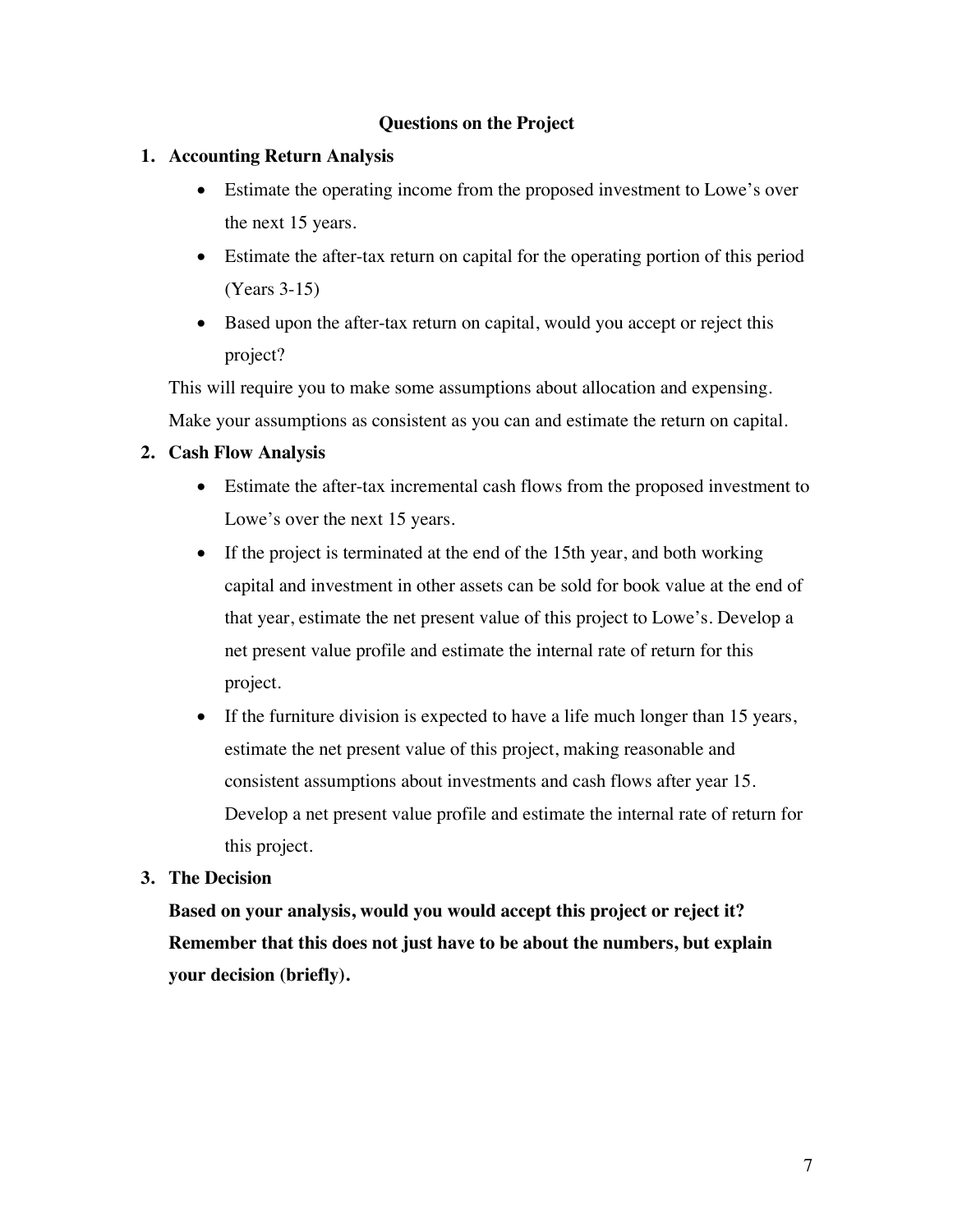## Questions on the Project

1. **Accounting Return Analysis**
   - Estimate the operating income from the proposed investment to Lowe's over the next 15 years.
   - Estimate the after-tax return on capital for the operating portion of this period (Years 3-15)
   - Based upon the after-tax return on capital, would you accept or reject this project?

   This will require you to make some assumptions about allocation and expensing. Make your assumptions as consistent as you can and estimate the return on capital.

2. **Cash Flow Analysis**
   - Estimate the after-tax incremental cash flows from the proposed investment to Lowe's over the next 15 years.
   - If the project is terminated at the end of the 15th year, and both working capital and investment in other assets can be sold for book value at the end of that year, estimate the net present value of this project to Lowe's. Develop a net present value profile and estimate the internal rate of return for this project.
   - If the furniture division is expected to have a life much longer than 15 years, estimate the net present value of this project, making reasonable and consistent assumptions about investments and cash flows after year 15. Develop a net present value profile and estimate the internal rate of return for this project.

3. **The Decision**

   **Based on your analysis, would you would accept this project or reject it? Remember that this does not just have to be about the numbers, but explain your decision (briefly).**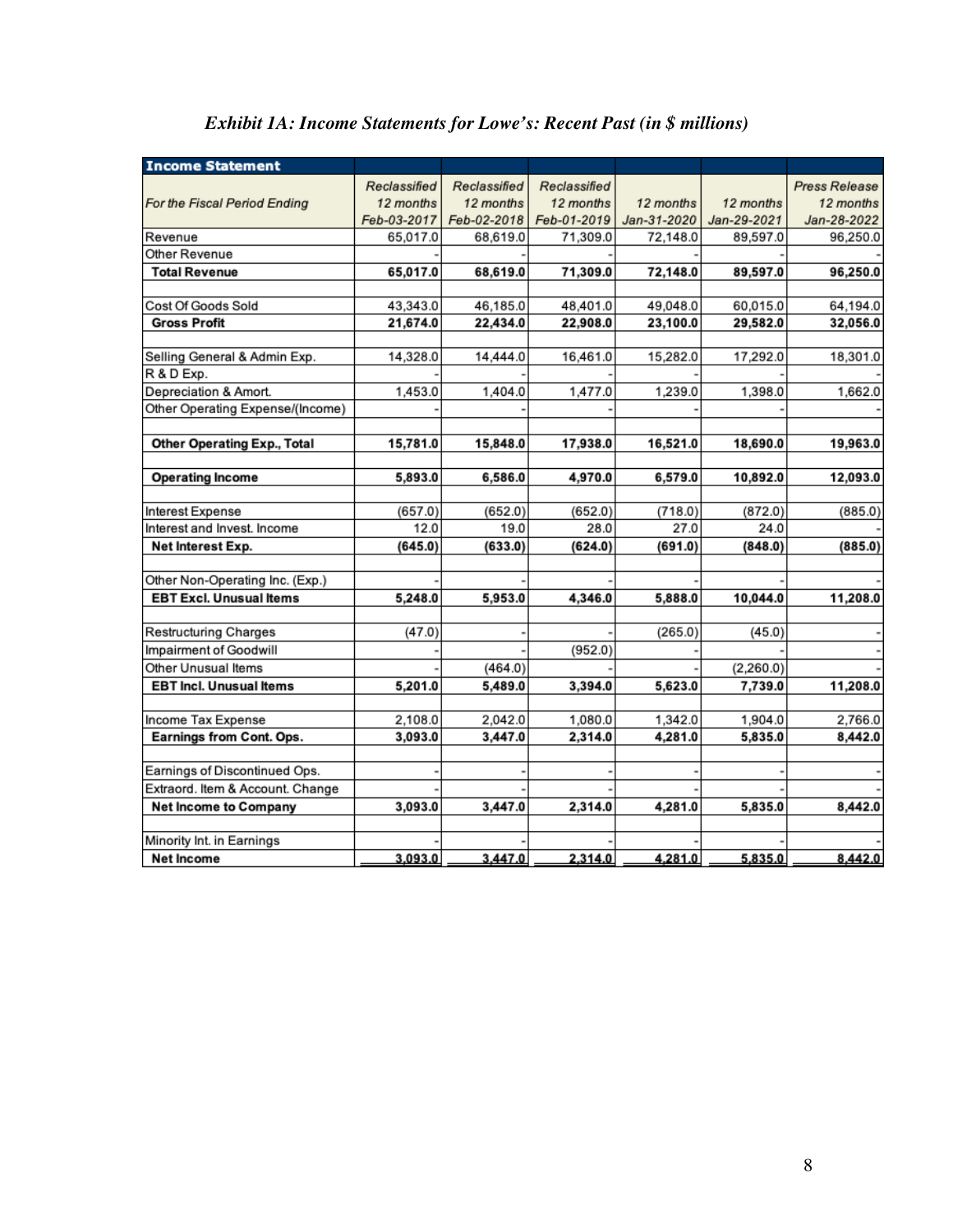*Exhibit 1A: Income Statements for Lowe's: Recent Past (in $ millions)*

| Income Statement | | | | | | |
|---|---|---|---|---|---|---|
| For the Fiscal Period Ending | Reclassified 12 months Feb-03-2017 | Reclassified 12 months Feb-02-2018 | Reclassified 12 months Feb-01-2019 | 12 months Jan-31-2020 | 12 months Jan-29-2021 | Press Release 12 months Jan-28-2022 |
| Revenue | 65,017.0 | 68,619.0 | 71,309.0 | 72,148.0 | 89,597.0 | 96,250.0 |
| Other Revenue | - | - | - | - | - | - |
| **Total Revenue** | **65,017.0** | **68,619.0** | **71,309.0** | **72,148.0** | **89,597.0** | **96,250.0** |
| | | | | | | |
| Cost Of Goods Sold | 43,343.0 | 46,185.0 | 48,401.0 | 49,048.0 | 60,015.0 | 64,194.0 |
| **Gross Profit** | **21,674.0** | **22,434.0** | **22,908.0** | **23,100.0** | **29,582.0** | **32,056.0** |
| | | | | | | |
| Selling General & Admin Exp. | 14,328.0 | 14,444.0 | 16,461.0 | 15,282.0 | 17,292.0 | 18,301.0 |
| R & D Exp. | - | - | - | - | - | - |
| Depreciation & Amort. | 1,453.0 | 1,404.0 | 1,477.0 | 1,239.0 | 1,398.0 | 1,662.0 |
| Other Operating Expense/(Income) | - | - | - | - | - | - |
| | | | | | | |
| **Other Operating Exp., Total** | **15,781.0** | **15,848.0** | **17,938.0** | **16,521.0** | **18,690.0** | **19,963.0** |
| | | | | | | |
| **Operating Income** | **5,893.0** | **6,586.0** | **4,970.0** | **6,579.0** | **10,892.0** | **12,093.0** |
| | | | | | | |
| Interest Expense | (657.0) | (652.0) | (652.0) | (718.0) | (872.0) | (885.0) |
| Interest and Invest. Income | 12.0 | 19.0 | 28.0 | 27.0 | 24.0 | - |
| **Net Interest Exp.** | **(645.0)** | **(633.0)** | **(624.0)** | **(691.0)** | **(848.0)** | **(885.0)** |
| | | | | | | |
| Other Non-Operating Inc. (Exp.) | - | - | - | - | - | - |
| **EBT Excl. Unusual Items** | **5,248.0** | **5,953.0** | **4,346.0** | **5,888.0** | **10,044.0** | **11,208.0** |
| | | | | | | |
| Restructuring Charges | (47.0) | - | - | (265.0) | (45.0) | - |
| Impairment of Goodwill | - | - | (952.0) | - | - | - |
| Other Unusual Items | - | (464.0) | - | - | (2,260.0) | - |
| **EBT Incl. Unusual Items** | **5,201.0** | **5,489.0** | **3,394.0** | **5,623.0** | **7,739.0** | **11,208.0** |
| | | | | | | |
| Income Tax Expense | 2,108.0 | 2,042.0 | 1,080.0 | 1,342.0 | 1,904.0 | 2,766.0 |
| **Earnings from Cont. Ops.** | **3,093.0** | **3,447.0** | **2,314.0** | **4,281.0** | **5,835.0** | **8,442.0** |
| | | | | | | |
| Earnings of Discontinued Ops. | - | - | - | - | - | - |
| Extraord. Item & Account. Change | - | - | - | - | - | - |
| **Net Income to Company** | **3,093.0** | **3,447.0** | **2,314.0** | **4,281.0** | **5,835.0** | **8,442.0** |
| | | | | | | |
| Minority Int. in Earnings | - | - | - | - | - | - |
| **Net Income** | **3,093.0** | **3,447.0** | **2,314.0** | **4,281.0** | **5,835.0** | **8,442.0** |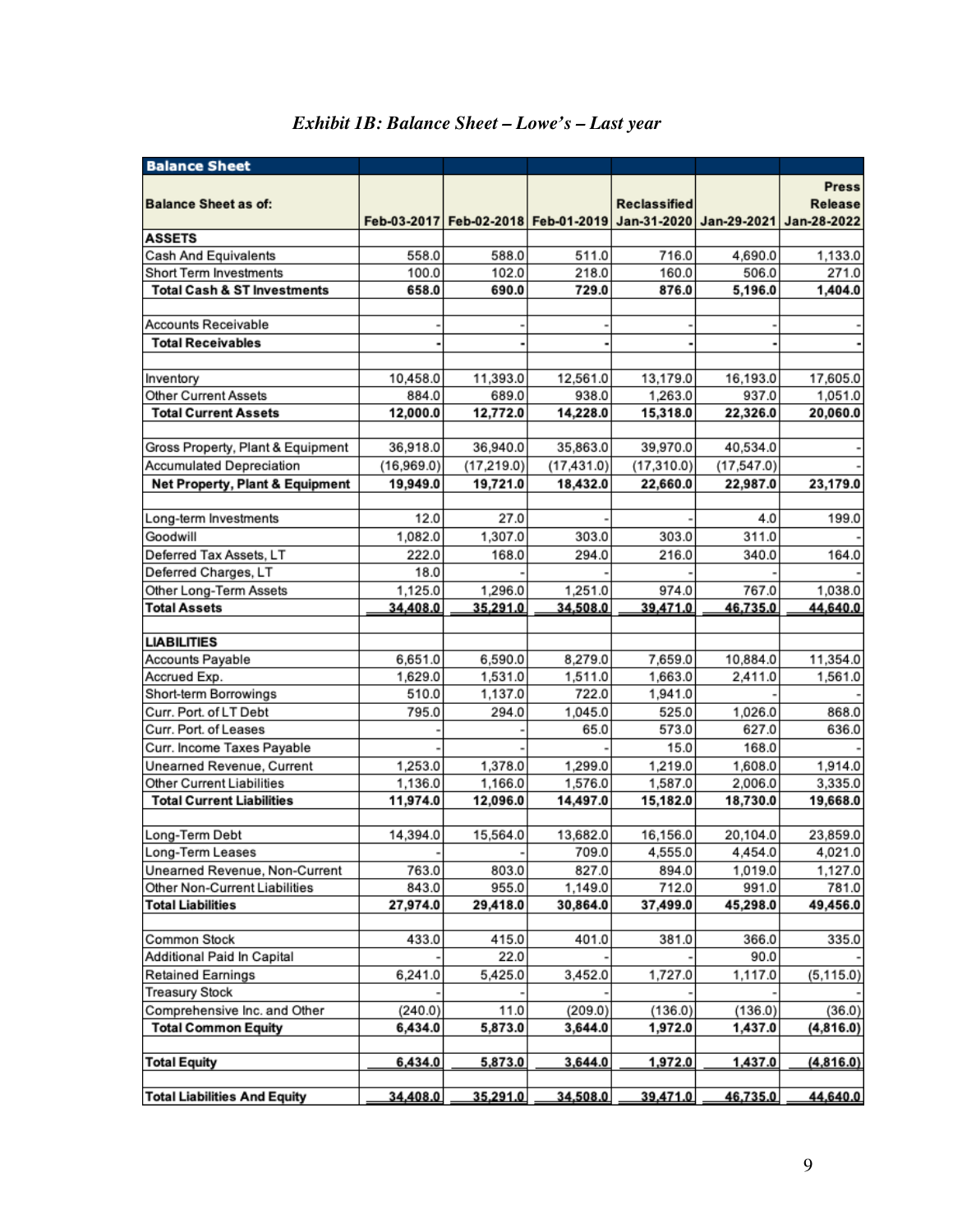*Exhibit 1B: Balance Sheet – Lowe's – Last year*

| **Balance Sheet** | | | | | | |
|---|---|---|---|---|---|---|
| **Balance Sheet as of:** | Feb-03-2017 | Feb-02-2018 | Feb-01-2019 | Reclassified Jan-31-2020 | Jan-29-2021 | Press Release Jan-28-2022 |
| **ASSETS** | | | | | | |
| Cash And Equivalents | 558.0 | 588.0 | 511.0 | 716.0 | 4,690.0 | 1,133.0 |
| Short Term Investments | 100.0 | 102.0 | 218.0 | 160.0 | 506.0 | 271.0 |
| **Total Cash & ST Investments** | **658.0** | **690.0** | **729.0** | **876.0** | **5,196.0** | **1,404.0** |
| | | | | | | |
| Accounts Receivable | - | - | - | - | - | - |
| **Total Receivables** | - | - | - | - | - | - |
| | | | | | | |
| Inventory | 10,458.0 | 11,393.0 | 12,561.0 | 13,179.0 | 16,193.0 | 17,605.0 |
| Other Current Assets | 884.0 | 689.0 | 938.0 | 1,263.0 | 937.0 | 1,051.0 |
| **Total Current Assets** | **12,000.0** | **12,772.0** | **14,228.0** | **15,318.0** | **22,326.0** | **20,060.0** |
| | | | | | | |
| Gross Property, Plant & Equipment | 36,918.0 | 36,940.0 | 35,863.0 | 39,970.0 | 40,534.0 | - |
| Accumulated Depreciation | (16,969.0) | (17,219.0) | (17,431.0) | (17,310.0) | (17,547.0) | - |
| **Net Property, Plant & Equipment** | **19,949.0** | **19,721.0** | **18,432.0** | **22,660.0** | **22,987.0** | **23,179.0** |
| | | | | | | |
| Long-term Investments | 12.0 | 27.0 | - | - | 4.0 | 199.0 |
| Goodwill | 1,082.0 | 1,307.0 | 303.0 | 303.0 | 311.0 | - |
| Deferred Tax Assets, LT | 222.0 | 168.0 | 294.0 | 216.0 | 340.0 | 164.0 |
| Deferred Charges, LT | 18.0 | - | - | - | - | - |
| Other Long-Term Assets | 1,125.0 | 1,296.0 | 1,251.0 | 974.0 | 767.0 | 1,038.0 |
| **Total Assets** | **34,408.0** | **35,291.0** | **34,508.0** | **39,471.0** | **46,735.0** | **44,640.0** |
| | | | | | | |
| **LIABILITIES** | | | | | | |
| Accounts Payable | 6,651.0 | 6,590.0 | 8,279.0 | 7,659.0 | 10,884.0 | 11,354.0 |
| Accrued Exp. | 1,629.0 | 1,531.0 | 1,511.0 | 1,663.0 | 2,411.0 | 1,561.0 |
| Short-term Borrowings | 510.0 | 1,137.0 | 722.0 | 1,941.0 | - | - |
| Curr. Port. of LT Debt | 795.0 | 294.0 | 1,045.0 | 525.0 | 1,026.0 | 868.0 |
| Curr. Port. of Leases | - | - | 65.0 | 573.0 | 627.0 | 636.0 |
| Curr. Income Taxes Payable | - | - | - | 15.0 | 168.0 | - |
| Unearned Revenue, Current | 1,253.0 | 1,378.0 | 1,299.0 | 1,219.0 | 1,608.0 | 1,914.0 |
| Other Current Liabilities | 1,136.0 | 1,166.0 | 1,576.0 | 1,587.0 | 2,006.0 | 3,335.0 |
| **Total Current Liabilities** | **11,974.0** | **12,096.0** | **14,497.0** | **15,182.0** | **18,730.0** | **19,668.0** |
| | | | | | | |
| Long-Term Debt | 14,394.0 | 15,564.0 | 13,682.0 | 16,156.0 | 20,104.0 | 23,859.0 |
| Long-Term Leases | - | - | 709.0 | 4,555.0 | 4,454.0 | 4,021.0 |
| Unearned Revenue, Non-Current | 763.0 | 803.0 | 827.0 | 894.0 | 1,019.0 | 1,127.0 |
| Other Non-Current Liabilities | 843.0 | 955.0 | 1,149.0 | 712.0 | 991.0 | 781.0 |
| **Total Liabilities** | **27,974.0** | **29,418.0** | **30,864.0** | **37,499.0** | **45,298.0** | **49,456.0** |
| | | | | | | |
| Common Stock | 433.0 | 415.0 | 401.0 | 381.0 | 366.0 | 335.0 |
| Additional Paid In Capital | - | 22.0 | - | - | 90.0 | - |
| Retained Earnings | 6,241.0 | 5,425.0 | 3,452.0 | 1,727.0 | 1,117.0 | (5,115.0) |
| Treasury Stock | - | - | - | - | - | - |
| Comprehensive Inc. and Other | (240.0) | 11.0 | (209.0) | (136.0) | (136.0) | (36.0) |
| **Total Common Equity** | **6,434.0** | **5,873.0** | **3,644.0** | **1,972.0** | **1,437.0** | **(4,816.0)** |
| | | | | | | |
| **Total Equity** | **6,434.0** | **5,873.0** | **3,644.0** | **1,972.0** | **1,437.0** | **(4,816.0)** |
| | | | | | | |
| **Total Liabilities And Equity** | **34,408.0** | **35,291.0** | **34,508.0** | **39,471.0** | **46,735.0** | **44,640.0** |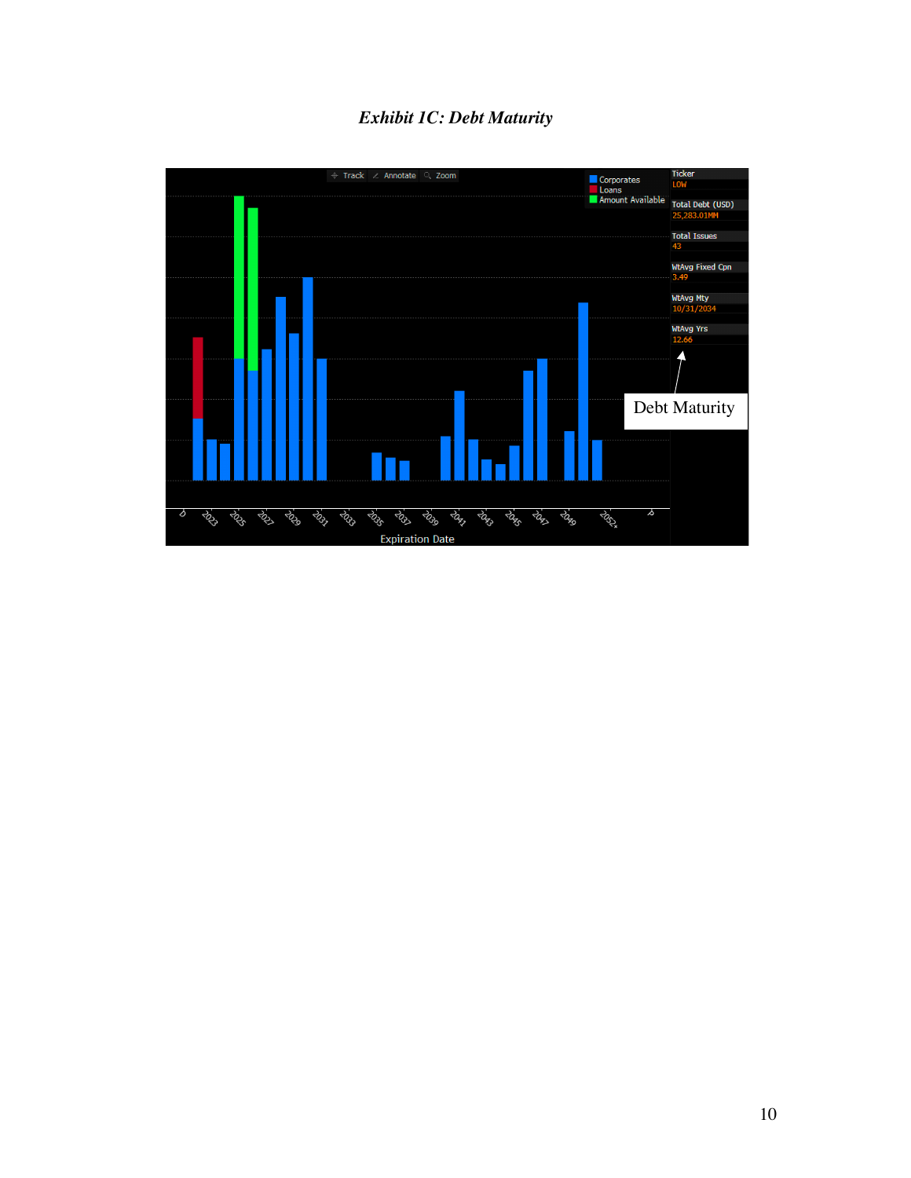*Exhibit 1C: Debt Maturity*

Track | Annotate | Zoom

Corporates
Loans
Amount Available

| Ticker | LOW |
|---|---|
| Total Debt (USD) | 25,283.01MM |
| Total Issues | 43 |
| WtAvg Fixed Cpn | 3.49 |
| WtAvg Mty | 10/31/2034 |
| WtAvg Yrs | 12.66 |

Debt Maturity

D 2023 2025 2027 2029 2031 2033 2035 2037 2039 2041 2043 2045 2047 2049 2052+ P

Expiration Date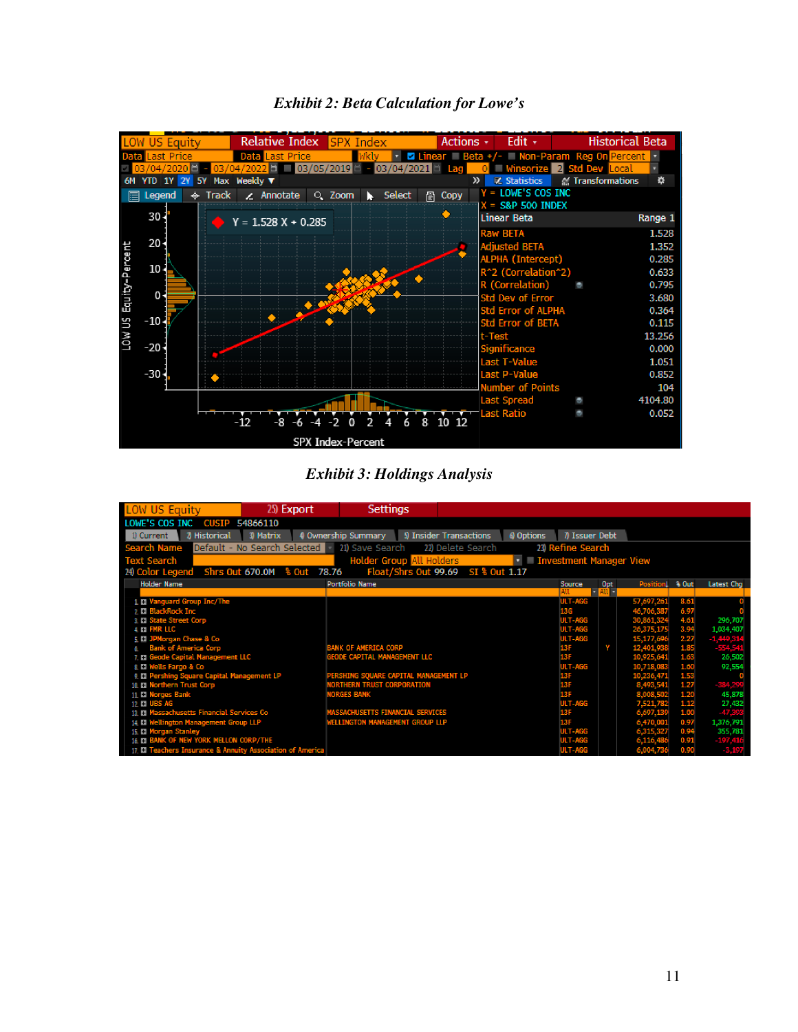*Exhibit 2: Beta Calculation for Lowe's*

| Linear Beta | Range 1 |
|---|---|
| Raw BETA | 1.528 |
| Adjusted BETA | 1.352 |
| ALPHA (Intercept) | 0.285 |
| R^2 (Correlation^2) | 0.633 |
| R (Correlation) | 0.795 |
| Std Dev of Error | 3.680 |
| Std Error of ALPHA | 0.364 |
| Std Error of BETA | 0.115 |
| t-Test | 13.256 |
| Significance | 0.000 |
| Last T-Value | 1.051 |
| Last P-Value | 0.852 |
| Number of Points | 104 |
| Last Spread | 4104.80 |
| Last Ratio | 0.052 |

Y = LOWE'S COS INC; X = S&P 500 INDEX; Y = 1.528 X + 0.285

*Exhibit 3: Holdings Analysis*

LOWE'S COS INC CUSIP 54866110 — Shrs Out 670.0M, % Out 78.76, Float/Shrs Out 99.69, SI % Out 1.17

| # | Holder Name | Portfolio Name | Source | Opt | Position | % Out | Latest Chg |
|---|---|---|---|---|---|---|---|
| 1 | Vanguard Group Inc/The | | ULT-AGG | | 57,697,261 | 8.61 | 0 |
| 2 | BlackRock Inc | | 13G | | 46,706,387 | 6.97 | 0 |
| 3 | State Street Corp | | ULT-AGG | | 30,861,324 | 4.61 | 296,707 |
| 4 | FMR LLC | | ULT-AGG | | 26,375,175 | 3.94 | 1,034,407 |
| 5 | JPMorgan Chase & Co | | ULT-AGG | | 15,177,696 | 2.27 | -1,449,314 |
| 6 | Bank of America Corp | BANK OF AMERICA CORP | 13F | Y | 12,401,938 | 1.85 | -554,541 |
| 7 | Geode Capital Management LLC | GEODE CAPITAL MANAGEMENT LLC | 13F | | 10,925,641 | 1.63 | 26,502 |
| 8 | Wells Fargo & Co | | ULT-AGG | | 10,718,083 | 1.60 | 92,554 |
| 9 | Pershing Square Capital Management LP | PERSHING SQUARE CAPITAL MANAGEMENT LP | 13F | | 10,236,471 | 1.53 | 0 |
| 10 | Northern Trust Corp | NORTHERN TRUST CORPORATION | 13F | | 8,493,541 | 1.27 | -384,299 |
| 11 | Norges Bank | NORGES BANK | 13F | | 8,008,502 | 1.20 | 45,878 |
| 12 | UBS AG | | ULT-AGG | | 7,521,782 | 1.12 | 27,432 |
| 13 | Massachusetts Financial Services Co | MASSACHUSETTS FINANCIAL SERVICES | 13F | | 6,697,139 | 1.00 | -47,393 |
| 14 | Wellington Management Group LLP | WELLINGTON MANAGEMENT GROUP LLP | 13F | | 6,470,001 | 0.97 | 1,376,791 |
| 15 | Morgan Stanley | | ULT-AGG | | 6,315,327 | 0.94 | 355,781 |
| 16 | BANK OF NEW YORK MELLON CORP/THE | | ULT-AGG | | 6,116,486 | 0.91 | -197,416 |
| 17 | Teachers Insurance & Annuity Association of America | | ULT-AGG | | 6,004,736 | 0.90 | -3,107 |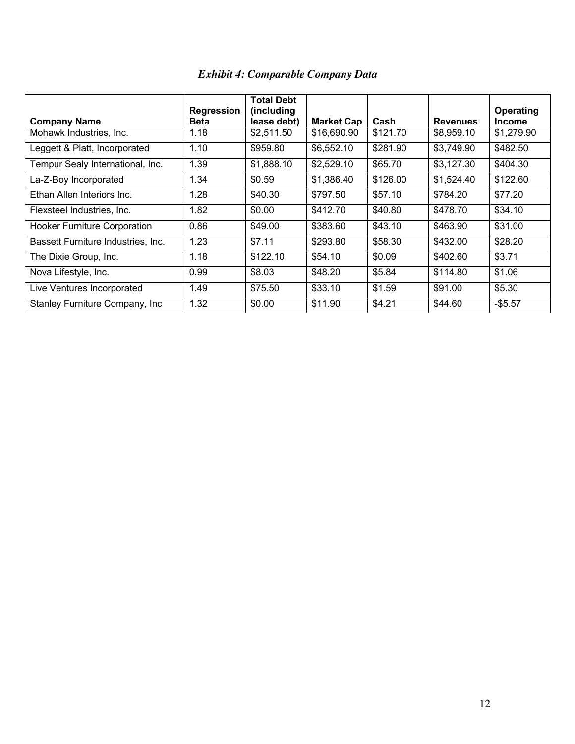*Exhibit 4: Comparable Company Data*

| Company Name | Regression Beta | Total Debt (including lease debt) | Market Cap | Cash | Revenues | Operating Income |
|---|---|---|---|---|---|---|
| Mohawk Industries, Inc. | 1.18 | $2,511.50 | $16,690.90 | $121.70 | $8,959.10 | $1,279.90 |
| Leggett & Platt, Incorporated | 1.10 | $959.80 | $6,552.10 | $281.90 | $3,749.90 | $482.50 |
| Tempur Sealy International, Inc. | 1.39 | $1,888.10 | $2,529.10 | $65.70 | $3,127.30 | $404.30 |
| La-Z-Boy Incorporated | 1.34 | $0.59 | $1,386.40 | $126.00 | $1,524.40 | $122.60 |
| Ethan Allen Interiors Inc. | 1.28 | $40.30 | $797.50 | $57.10 | $784.20 | $77.20 |
| Flexsteel Industries, Inc. | 1.82 | $0.00 | $412.70 | $40.80 | $478.70 | $34.10 |
| Hooker Furniture Corporation | 0.86 | $49.00 | $383.60 | $43.10 | $463.90 | $31.00 |
| Bassett Furniture Industries, Inc. | 1.23 | $7.11 | $293.80 | $58.30 | $432.00 | $28.20 |
| The Dixie Group, Inc. | 1.18 | $122.10 | $54.10 | $0.09 | $402.60 | $3.71 |
| Nova Lifestyle, Inc. | 0.99 | $8.03 | $48.20 | $5.84 | $114.80 | $1.06 |
| Live Ventures Incorporated | 1.49 | $75.50 | $33.10 | $1.59 | $91.00 | $5.30 |
| Stanley Furniture Company, Inc | 1.32 | $0.00 | $11.90 | $4.21 | $44.60 | -$5.57 |